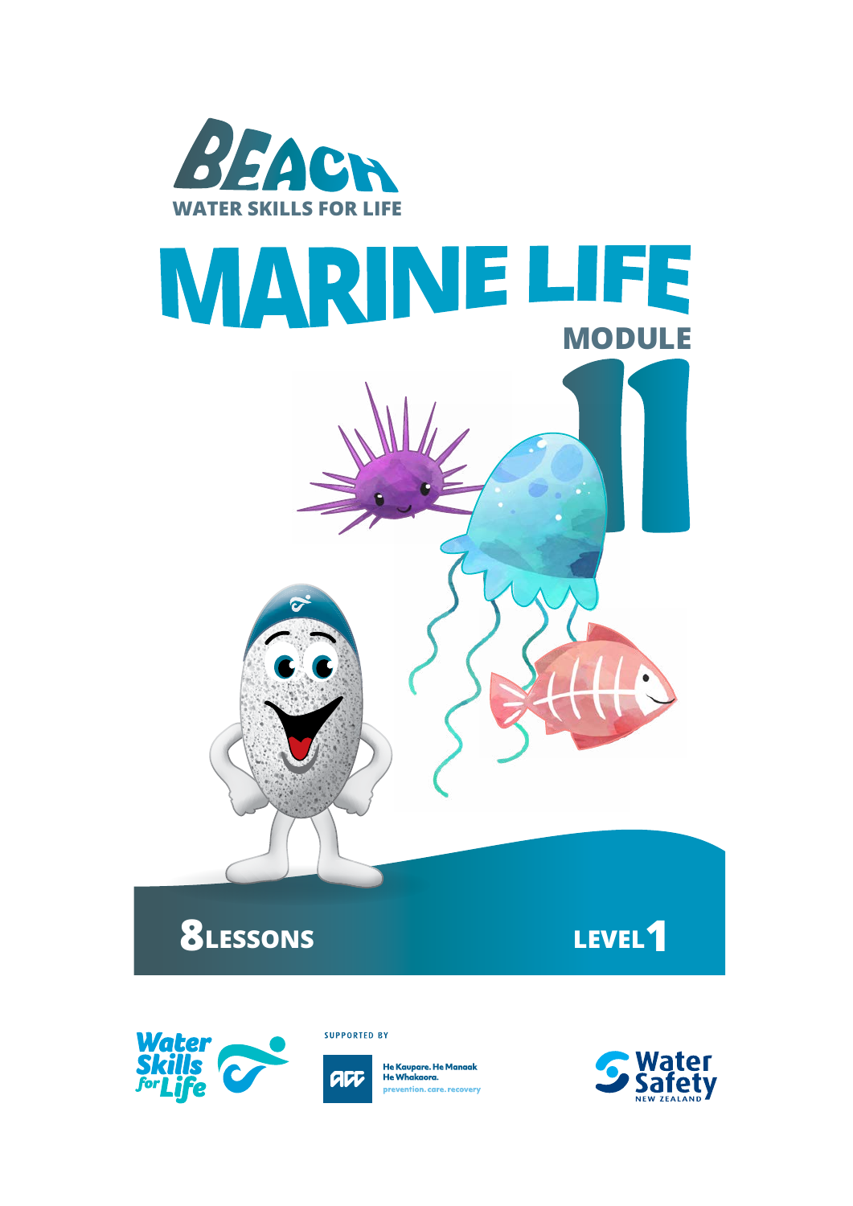# BEACH

**WATER SKILLS FOR LIFE**

# MARINE LIFE

## MODULE 11

**8 LESSONS**

**LEVEL 1**

Water Skills for Life

SUPPORTED BY

ACC — He Kaupare. He Manaaki. He Whakaora. prevention. care. recovery

Water Safety New Zealand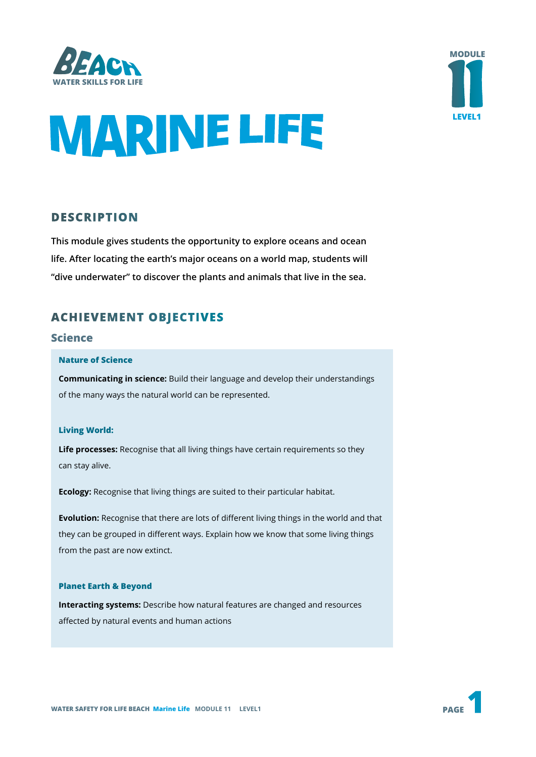BEACH
WATER SKILLS FOR LIFE

MODULE 11
LEVEL1

# MARINE LIFE

## DESCRIPTION

**This module gives students the opportunity to explore oceans and ocean life. After locating the earth's major oceans on a world map, students will "dive underwater" to discover the plants and animals that live in the sea.**

## ACHIEVEMENT OBJECTIVES

### Science

#### Nature of Science

**Communicating in science:** Build their language and develop their understandings of the many ways the natural world can be represented.

#### Living World:

**Life processes:** Recognise that all living things have certain requirements so they can stay alive.

**Ecology:** Recognise that living things are suited to their particular habitat.

**Evolution:** Recognise that there are lots of different living things in the world and that they can be grouped in different ways. Explain how we know that some living things from the past are now extinct.

#### Planet Earth & Beyond

**Interacting systems:** Describe how natural features are changed and resources affected by natural events and human actions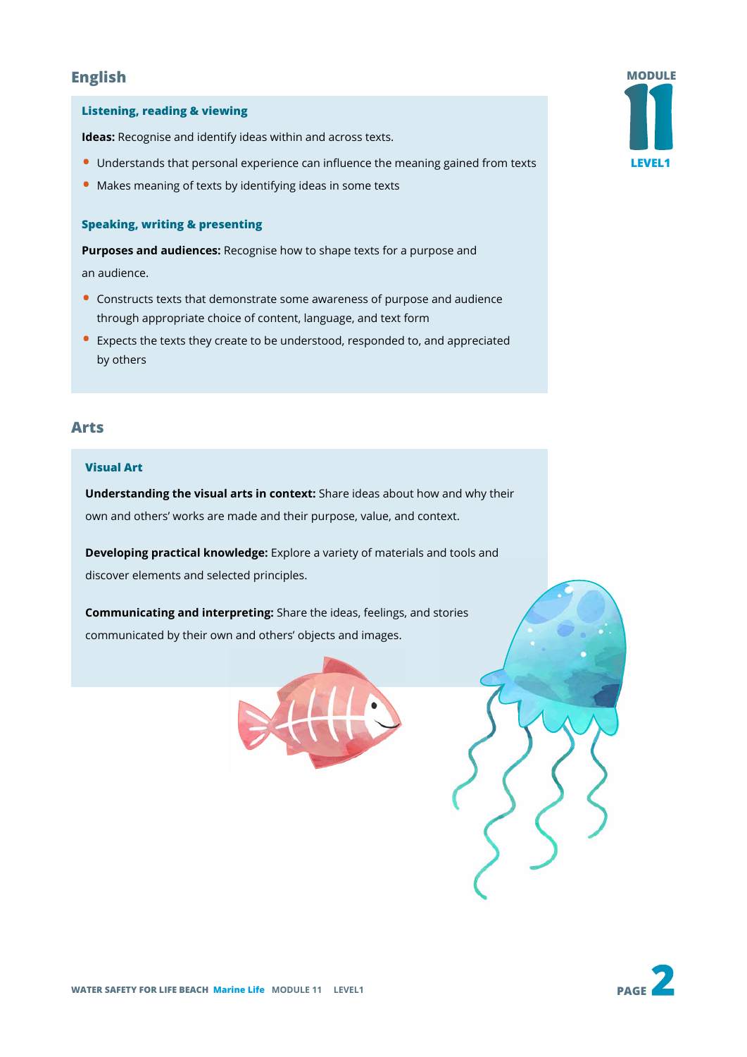## English

### Listening, reading & viewing

**Ideas:** Recognise and identify ideas within and across texts.

- Understands that personal experience can influence the meaning gained from texts
- Makes meaning of texts by identifying ideas in some texts

### Speaking, writing & presenting

**Purposes and audiences:** Recognise how to shape texts for a purpose and an audience.

- Constructs texts that demonstrate some awareness of purpose and audience through appropriate choice of content, language, and text form
- Expects the texts they create to be understood, responded to, and appreciated by others

## Arts

### Visual Art

**Understanding the visual arts in context:** Share ideas about how and why their own and others' works are made and their purpose, value, and context.

**Developing practical knowledge:** Explore a variety of materials and tools and discover elements and selected principles.

**Communicating and interpreting:** Share the ideas, feelings, and stories communicated by their own and others' objects and images.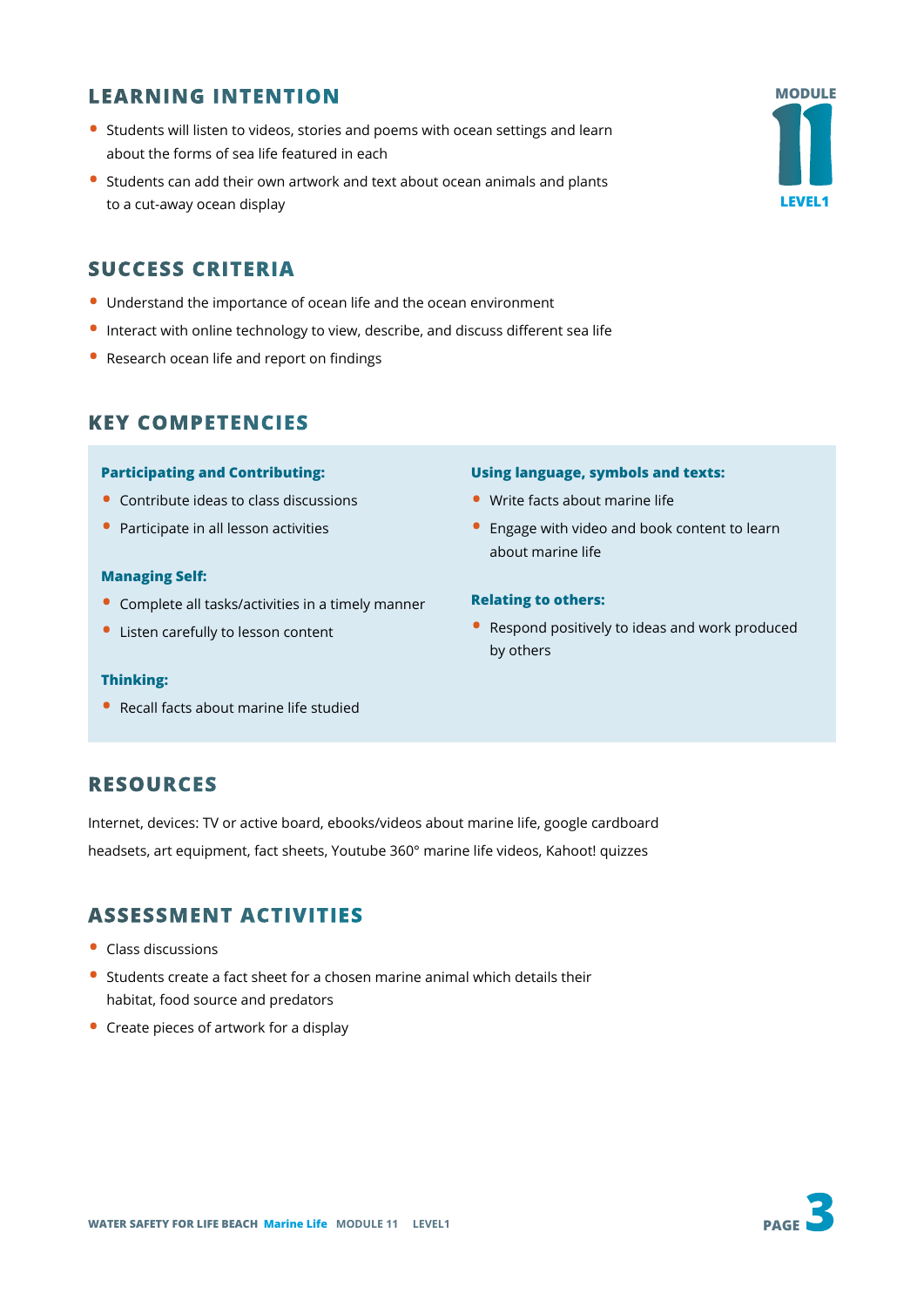## LEARNING INTENTION

- Students will listen to videos, stories and poems with ocean settings and learn about the forms of sea life featured in each
- Students can add their own artwork and text about ocean animals and plants to a cut-away ocean display

MODULE 11 LEVEL1

## SUCCESS CRITERIA

- Understand the importance of ocean life and the ocean environment
- Interact with online technology to view, describe, and discuss different sea life
- Research ocean life and report on findings

## KEY COMPETENCIES

**Participating and Contributing:**

- Contribute ideas to class discussions
- Participate in all lesson activities

**Managing Self:**

- Complete all tasks/activities in a timely manner
- Listen carefully to lesson content

**Thinking:**

- Recall facts about marine life studied

**Using language, symbols and texts:**

- Write facts about marine life
- Engage with video and book content to learn about marine life

**Relating to others:**

- Respond positively to ideas and work produced by others

## RESOURCES

Internet, devices: TV or active board, ebooks/videos about marine life, google cardboard headsets, art equipment, fact sheets, Youtube 360° marine life videos, Kahoot! quizzes

## ASSESSMENT ACTIVITIES

- Class discussions
- Students create a fact sheet for a chosen marine animal which details their habitat, food source and predators
- Create pieces of artwork for a display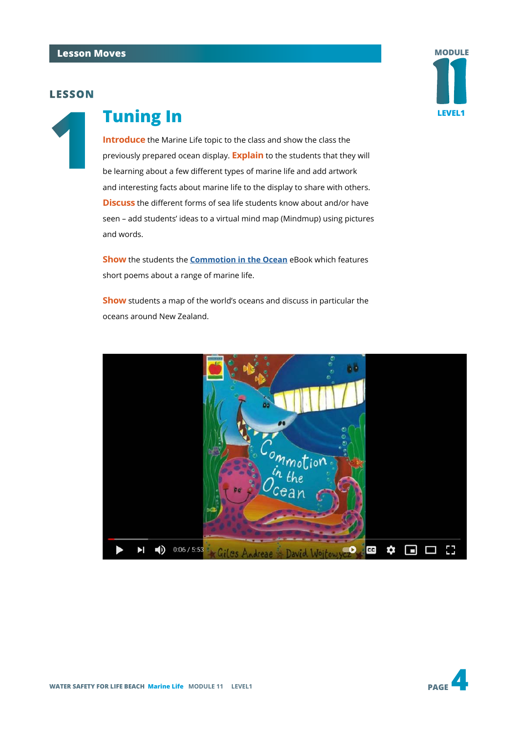## Lesson Moves

### LESSON 1

# Tuning In

**Introduce** the Marine Life topic to the class and show the class the previously prepared ocean display. **Explain** to the students that they will be learning about a few different types of marine life and add artwork and interesting facts about marine life to the display to share with others. **Discuss** the different forms of sea life students know about and/or have seen – add students' ideas to a virtual mind map (Mindmup) using pictures and words.

**Show** the students the [Commotion in the Ocean]() eBook which features short poems about a range of marine life.

**Show** students a map of the world's oceans and discuss in particular the oceans around New Zealand.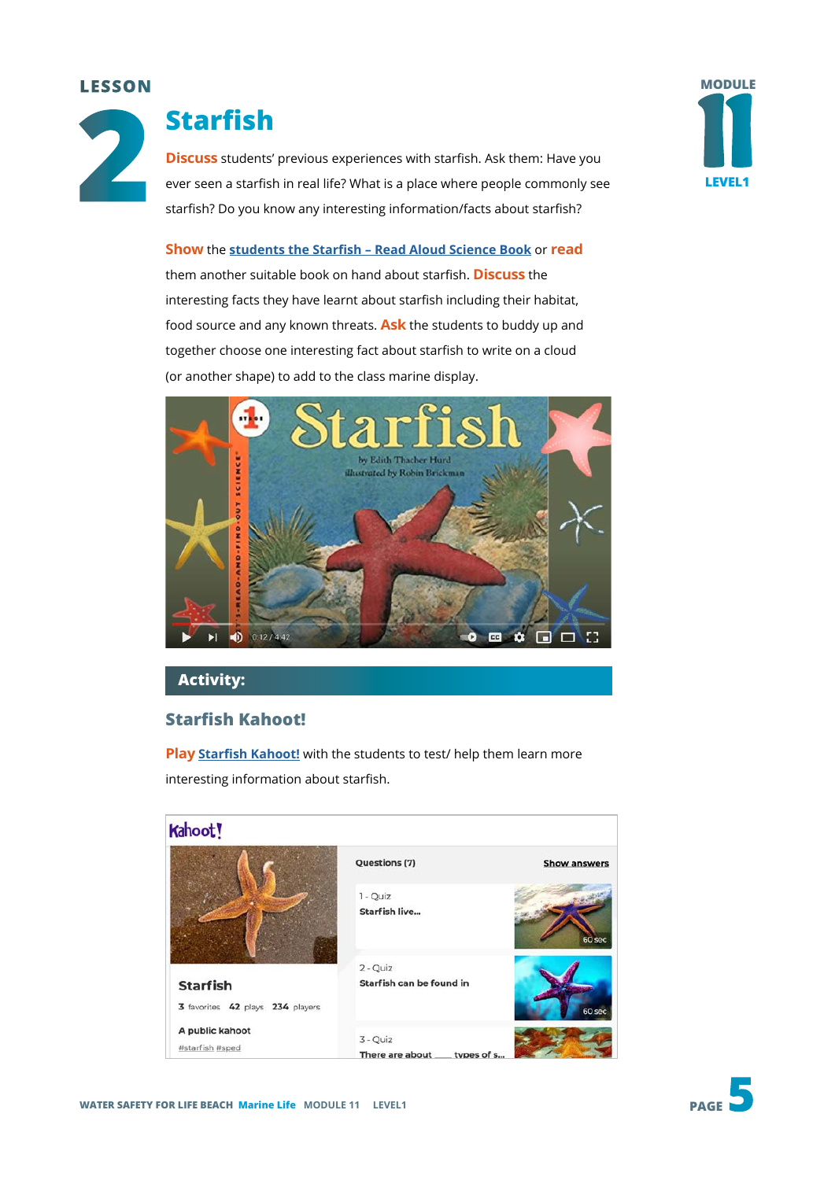# LESSON 2

## Starfish

**Discuss** students' previous experiences with starfish. Ask them: Have you ever seen a starfish in real life? What is a place where people commonly see starfish? Do you know any interesting information/facts about starfish?

**Show** the students the Starfish – Read Aloud Science Book or **read** them another suitable book on hand about starfish. **Discuss** the interesting facts they have learnt about starfish including their habitat, food source and any known threats. **Ask** the students to buddy up and together choose one interesting fact about starfish to write on a cloud (or another shape) to add to the class marine display.

## Activity:

### Starfish Kahoot!

**Play** Starfish Kahoot! with the students to test/ help them learn more interesting information about starfish.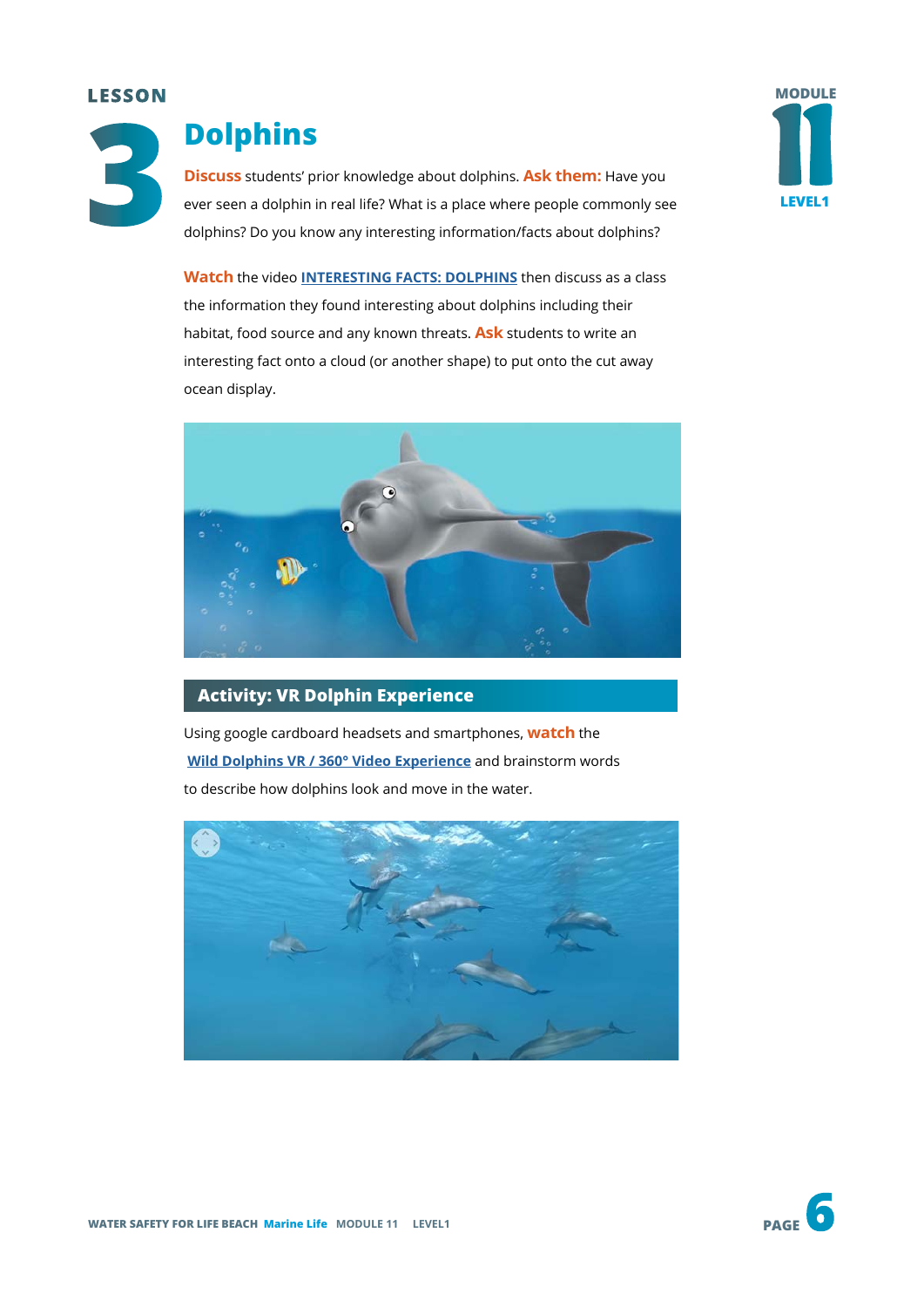LESSON 3

# Dolphins

**Discuss** students' prior knowledge about dolphins. **Ask them:** Have you ever seen a dolphin in real life? What is a place where people commonly see dolphins? Do you know any interesting information/facts about dolphins?

**Watch** the video **INTERESTING FACTS: DOLPHINS** then discuss as a class the information they found interesting about dolphins including their habitat, food source and any known threats. **Ask** students to write an interesting fact onto a cloud (or another shape) to put onto the cut away ocean display.

## Activity: VR Dolphin Experience

Using google cardboard headsets and smartphones, **watch** the **Wild Dolphins VR / 360° Video Experience** and brainstorm words to describe how dolphins look and move in the water.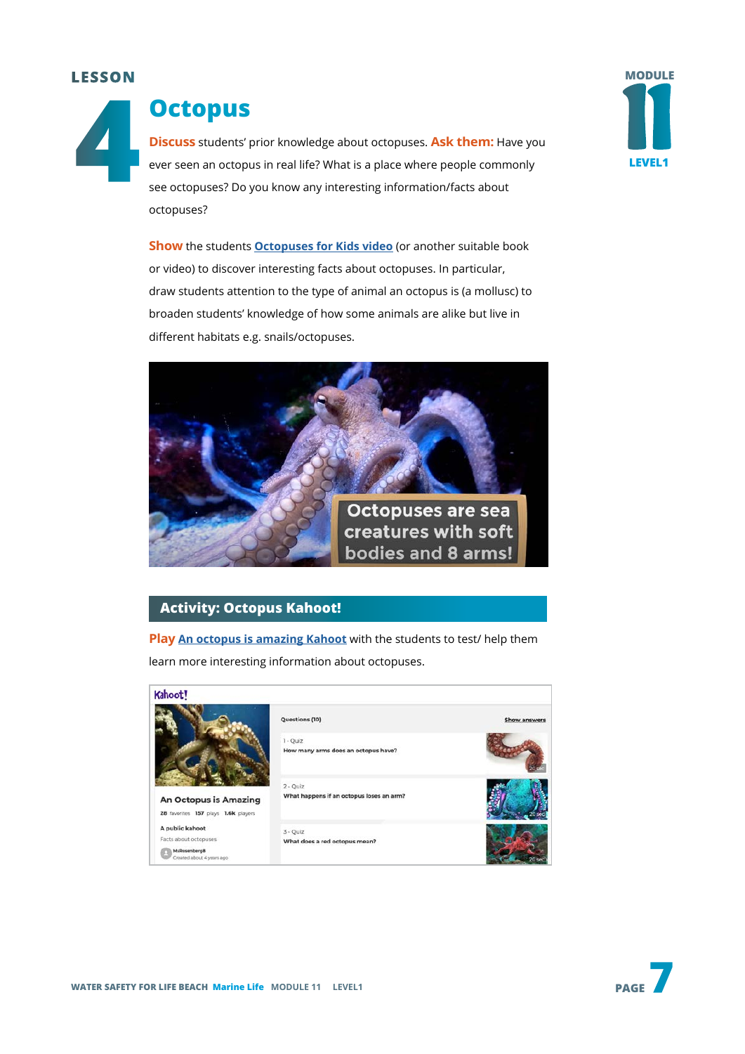LESSON 4

# Octopus

MODULE 11 LEVEL1

**Discuss** students' prior knowledge about octopuses. **Ask them:** Have you ever seen an octopus in real life? What is a place where people commonly see octopuses? Do you know any interesting information/facts about octopuses?

**Show** the students Octopuses for Kids video (or another suitable book or video) to discover interesting facts about octopuses. In particular, draw students attention to the type of animal an octopus is (a mollusc) to broaden students' knowledge of how some animals are alike but live in different habitats e.g. snails/octopuses.

## Activity: Octopus Kahoot!

**Play** An octopus is amazing Kahoot with the students to test/ help them learn more interesting information about octopuses.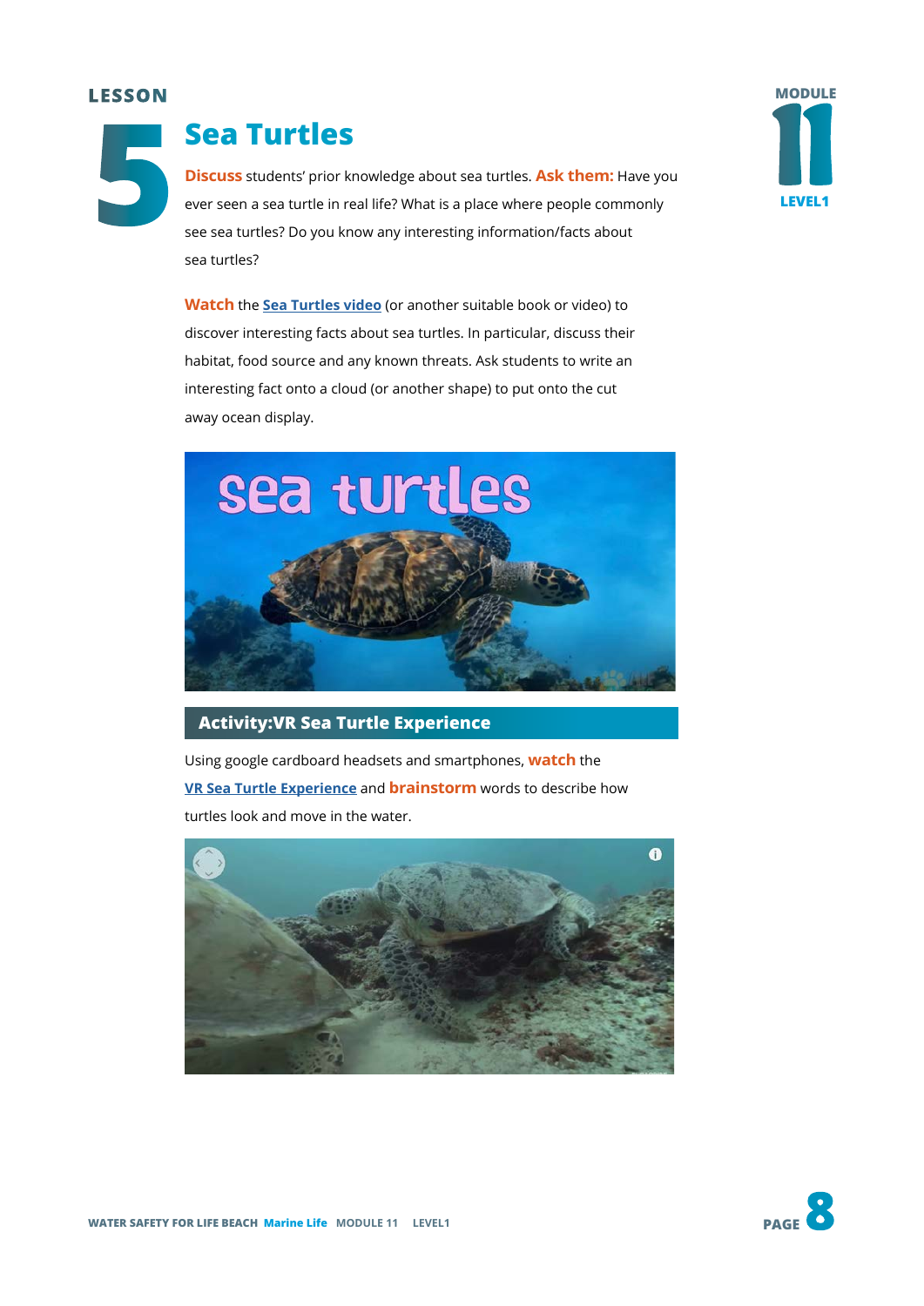# LESSON 5

MODULE 11 LEVEL1

## Sea Turtles

**Discuss** students' prior knowledge about sea turtles. **Ask them:** Have you ever seen a sea turtle in real life? What is a place where people commonly see sea turtles? Do you know any interesting information/facts about sea turtles?

**Watch** the **Sea Turtles video** (or another suitable book or video) to discover interesting facts about sea turtles. In particular, discuss their habitat, food source and any known threats. Ask students to write an interesting fact onto a cloud (or another shape) to put onto the cut away ocean display.

### Activity:VR Sea Turtle Experience

Using google cardboard headsets and smartphones, **watch** the **VR Sea Turtle Experience** and **brainstorm** words to describe how turtles look and move in the water.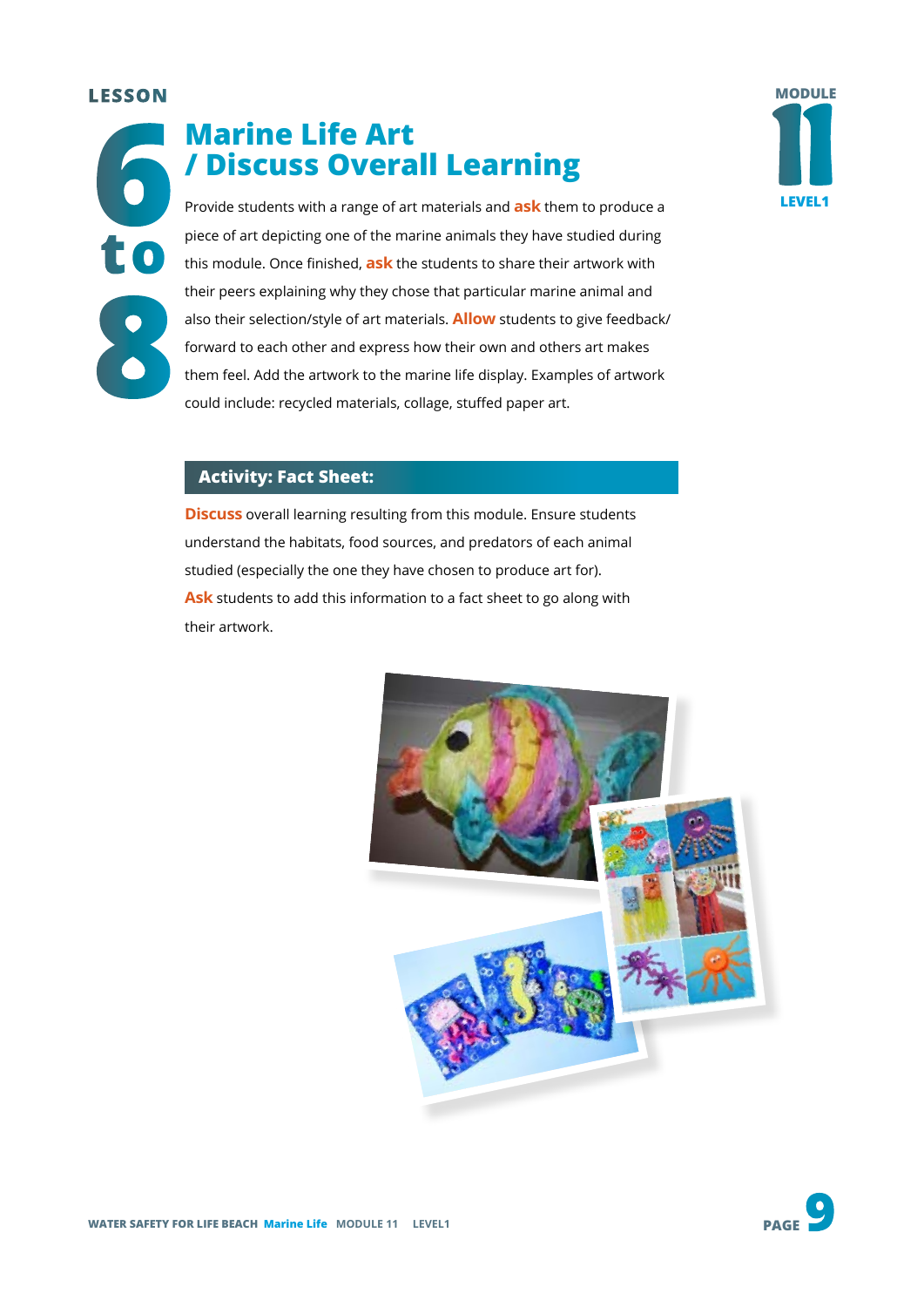# LESSON 6 to 8

## Marine Life Art / Discuss Overall Learning

Provide students with a range of art materials and **ask** them to produce a piece of art depicting one of the marine animals they have studied during this module. Once finished, **ask** the students to share their artwork with their peers explaining why they chose that particular marine animal and also their selection/style of art materials. **Allow** students to give feedback/forward to each other and express how their own and others art makes them feel. Add the artwork to the marine life display. Examples of artwork could include: recycled materials, collage, stuffed paper art.

### Activity: Fact Sheet:

**Discuss** overall learning resulting from this module. Ensure students understand the habitats, food sources, and predators of each animal studied (especially the one they have chosen to produce art for). **Ask** students to add this information to a fact sheet to go along with their artwork.